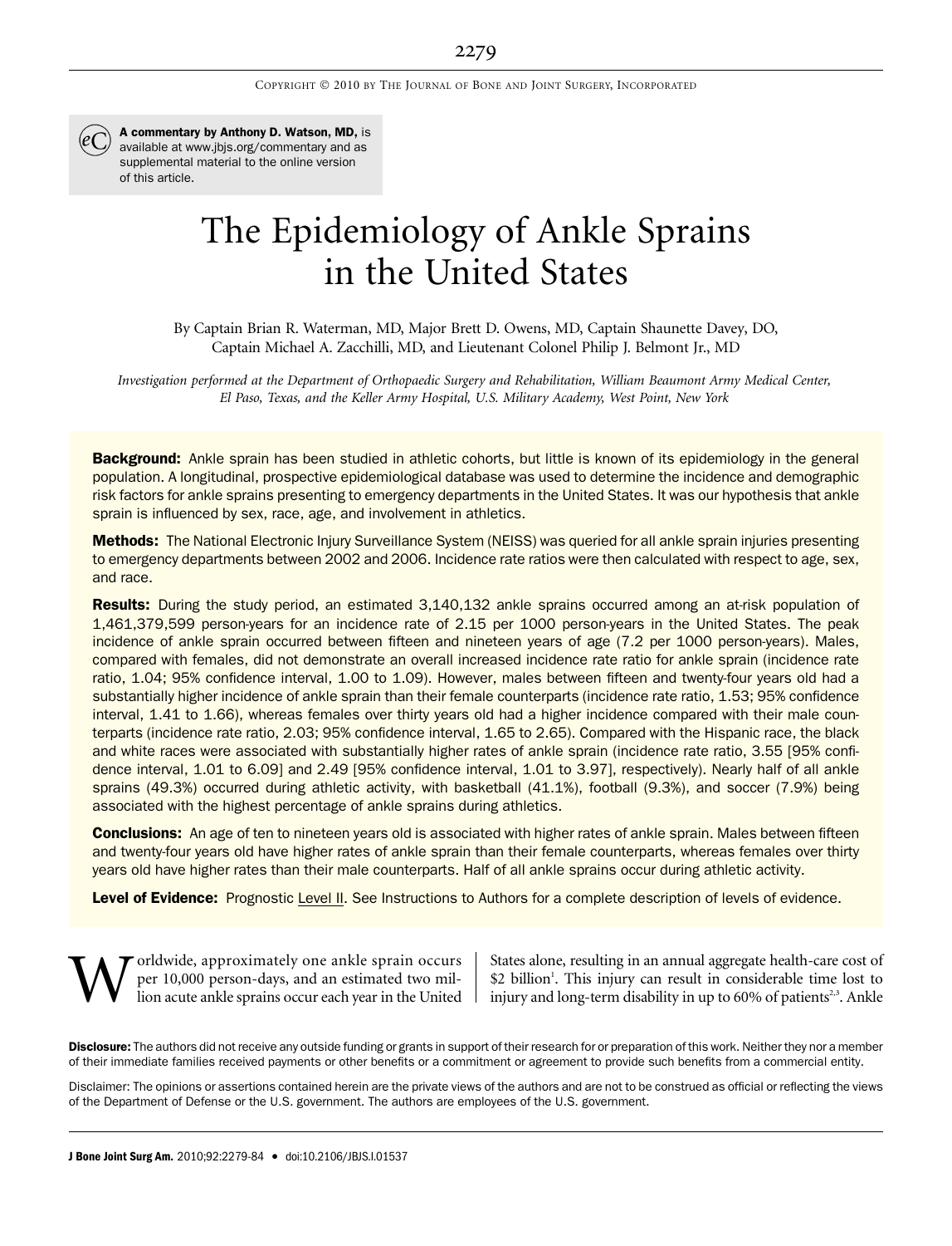COPYRIGHT © 2010 BY THE JOURNAL OF BONE AND JOINT SURGERY, INCORPORATED

**A commentary by Anthony D. Watson, MD,** is available at www.jbjs.org/commentary and as supplemental material to the online version of this article.

# The Epidemiology of Ankle Sprains in the United States

By Captain Brian R. Waterman, MD, Major Brett D. Owens, MD, Captain Shaunette Davey, DO, Captain Michael A. Zacchilli, MD, and Lieutenant Colonel Philip J. Belmont Jr., MD

*Investigation performed at the Department of Orthopaedic Surgery and Rehabilitation, William Beaumont Army Medical Center, El Paso, Texas, and the Keller Army Hospital, U.S. Military Academy, West Point, New York*

**Background:** Ankle sprain has been studied in athletic cohorts, but little is known of its epidemiology in the general population. A longitudinal, prospective epidemiological database was used to determine the incidence and demographic risk factors for ankle sprains presenting to emergency departments in the United States. It was our hypothesis that ankle sprain is influenced by sex, race, age, and involvement in athletics.

**Methods:** The National Electronic Injury Surveillance System (NEISS) was queried for all ankle sprain injuries presenting to emergency departments between 2002 and 2006. Incidence rate ratios were then calculated with respect to age, sex, and race.

**Results:** During the study period, an estimated 3,140,132 ankle sprains occurred among an at-risk population of 1,461,379,599 person-years for an incidence rate of 2.15 per 1000 person-years in the United States. The peak incidence of ankle sprain occurred between fifteen and nineteen years of age (7.2 per 1000 person-years). Males, compared with females, did not demonstrate an overall increased incidence rate ratio for ankle sprain (incidence rate ratio, 1.04; 95% confidence interval, 1.00 to 1.09). However, males between fifteen and twenty-four years old had a substantially higher incidence of ankle sprain than their female counterparts (incidence rate ratio, 1.53; 95% confidence interval, 1.41 to 1.66), whereas females over thirty years old had a higher incidence compared with their male counterparts (incidence rate ratio, 2.03; 95% confidence interval, 1.65 to 2.65). Compared with the Hispanic race, the black and white races were associated with substantially higher rates of ankle sprain (incidence rate ratio, 3.55 [95% confidence interval, 1.01 to 6.09] and 2.49 [95% confidence interval, 1.01 to 3.97], respectively). Nearly half of all ankle sprains (49.3%) occurred during athletic activity, with basketball (41.1%), football (9.3%), and soccer (7.9%) being associated with the highest percentage of ankle sprains during athletics.

**Conclusions:** An age of ten to nineteen years old is associated with higher rates of ankle sprain. Males between fifteen and twenty-four years old have higher rates of ankle sprain than their female counterparts, whereas females over thirty years old have higher rates than their male counterparts. Half of all ankle sprains occur during athletic activity.

**Level of Evidence:** Prognostic Level II. See Instructions to Authors for a complete description of levels of evidence.

Worldwide, approximately one ankle sprain occurs per 10,000 person-days, and an estimated two million acute ankle sprains occur each year in the United States alone, resulting in an annual aggregate health-care cost of \$2 billion[1]. This injury can result in considerable time lost to injury and long-term disability in up to 60% of patients[2,3]. Ankle

**Disclosure:** The authors did not receive any outside funding or grants in support of their research for or preparation of this work. Neither they nor a member of their immediate families received payments or other benefits or a commitment or agreement to provide such benefits from a commercial entity.

Disclaimer: The opinions or assertions contained herein are the private views of the authors and are not to be construed as official or reflecting the views of the Department of Defense or the U.S. government. The authors are employees of the U.S. government.

J Bone Joint Surg Am. 2010;92:2279-84 • doi:10.2106/JBJS.I.01537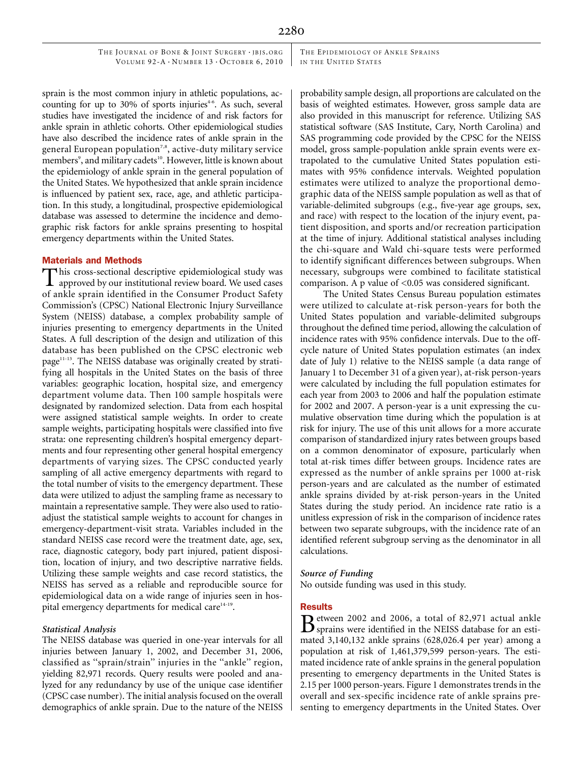sprain is the most common injury in athletic populations, accounting for up to 30% of sports injuries[4-6]. As such, several studies have investigated the incidence of and risk factors for ankle sprain in athletic cohorts. Other epidemiological studies have also described the incidence rates of ankle sprain in the general European population[7,8], active-duty military service members[9], and military cadets[10]. However, little is known about the epidemiology of ankle sprain in the general population of the United States. We hypothesized that ankle sprain incidence is influenced by patient sex, race, age, and athletic participation. In this study, a longitudinal, prospective epidemiological database was assessed to determine the incidence and demographic risk factors for ankle sprains presenting to hospital emergency departments within the United States.

## Materials and Methods

This cross-sectional descriptive epidemiological study was approved by our institutional review board. We used cases of ankle sprain identified in the Consumer Product Safety Commission's (CPSC) National Electronic Injury Surveillance System (NEISS) database, a complex probability sample of injuries presenting to emergency departments in the United States. A full description of the design and utilization of this database has been published on the CPSC electronic web page[11-13]. The NEISS database was originally created by stratifying all hospitals in the United States on the basis of three variables: geographic location, hospital size, and emergency department volume data. Then 100 sample hospitals were designated by randomized selection. Data from each hospital were assigned statistical sample weights. In order to create sample weights, participating hospitals were classified into five strata: one representing children's hospital emergency departments and four representing other general hospital emergency departments of varying sizes. The CPSC conducted yearly sampling of all active emergency departments with regard to the total number of visits to the emergency department. These data were utilized to adjust the sampling frame as necessary to maintain a representative sample. They were also used to ratio-adjust the statistical sample weights to account for changes in emergency-department-visit strata. Variables included in the standard NEISS case record were the treatment date, age, sex, race, diagnostic category, body part injured, patient disposition, location of injury, and two descriptive narrative fields. Utilizing these sample weights and case record statistics, the NEISS has served as a reliable and reproducible source for epidemiological data on a wide range of injuries seen in hospital emergency departments for medical care[14-19].

### *Statistical Analysis*

The NEISS database was queried in one-year intervals for all injuries between January 1, 2002, and December 31, 2006, classified as "sprain/strain" injuries in the "ankle" region, yielding 82,971 records. Query results were pooled and analyzed for any redundancy by use of the unique case identifier (CPSC case number). The initial analysis focused on the overall demographics of ankle sprain. Due to the nature of the NEISS probability sample design, all proportions are calculated on the basis of weighted estimates. However, gross sample data are also provided in this manuscript for reference. Utilizing SAS statistical software (SAS Institute, Cary, North Carolina) and SAS programming code provided by the CPSC for the NEISS model, gross sample-population ankle sprain events were extrapolated to the cumulative United States population estimates with 95% confidence intervals. Weighted population estimates were utilized to analyze the proportional demographic data of the NEISS sample population as well as that of variable-delimited subgroups (e.g., five-year age groups, sex, and race) with respect to the location of the injury event, patient disposition, and sports and/or recreation participation at the time of injury. Additional statistical analyses including the chi-square and Wald chi-square tests were performed to identify significant differences between subgroups. When necessary, subgroups were combined to facilitate statistical comparison. A p value of $<0.05$ was considered significant.

The United States Census Bureau population estimates were utilized to calculate at-risk person-years for both the United States population and variable-delimited subgroups throughout the defined time period, allowing the calculation of incidence rates with 95% confidence intervals. Due to the off-cycle nature of United States population estimates (an index date of July 1) relative to the NEISS sample (a data range of January 1 to December 31 of a given year), at-risk person-years were calculated by including the full population estimates for each year from 2003 to 2006 and half the population estimate for 2002 and 2007. A person-year is a unit expressing the cumulative observation time during which the population is at risk for injury. The use of this unit allows for a more accurate comparison of standardized injury rates between groups based on a common denominator of exposure, particularly when total at-risk times differ between groups. Incidence rates are expressed as the number of ankle sprains per 1000 at-risk person-years and are calculated as the number of estimated ankle sprains divided by at-risk person-years in the United States during the study period. An incidence rate ratio is a unitless expression of risk in the comparison of incidence rates between two separate subgroups, with the incidence rate of an identified referent subgroup serving as the denominator in all calculations.

### *Source of Funding*

No outside funding was used in this study.

## Results

Between 2002 and 2006, a total of 82,971 actual ankle sprains were identified in the NEISS database for an estimated 3,140,132 ankle sprains (628,026.4 per year) among a population at risk of 1,461,379,599 person-years. The estimated incidence rate of ankle sprains in the general population presenting to emergency departments in the United States is 2.15 per 1000 person-years. Figure 1 demonstrates trends in the overall and sex-specific incidence rate of ankle sprains presenting to emergency departments in the United States. Over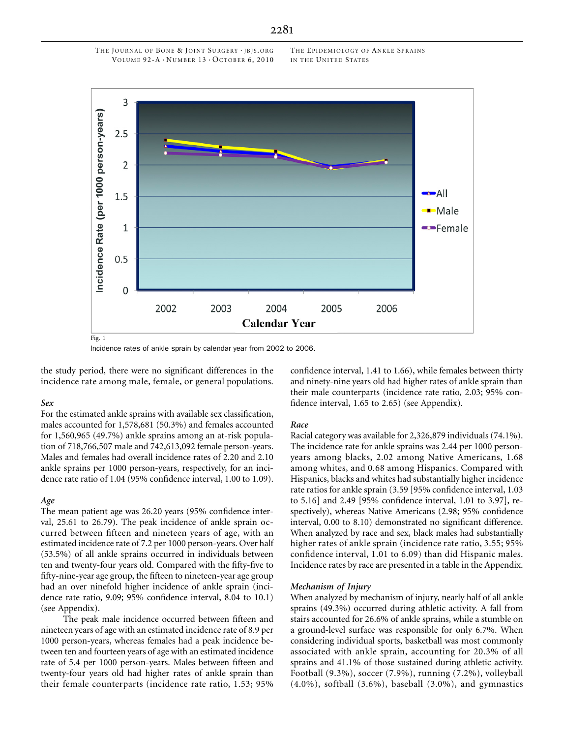Fig. 1

Incidence rates of ankle sprain by calendar year from 2002 to 2006.

the study period, there were no significant differences in the incidence rate among male, female, or general populations.

### *Sex*

For the estimated ankle sprains with available sex classification, males accounted for 1,578,681 (50.3%) and females accounted for 1,560,965 (49.7%) ankle sprains among an at-risk population of 718,766,507 male and 742,613,092 female person-years. Males and females had overall incidence rates of 2.20 and 2.10 ankle sprains per 1000 person-years, respectively, for an incidence rate ratio of 1.04 (95% confidence interval, 1.00 to 1.09).

### *Age*

The mean patient age was 26.20 years (95% confidence interval, 25.61 to 26.79). The peak incidence of ankle sprain occurred between fifteen and nineteen years of age, with an estimated incidence rate of 7.2 per 1000 person-years. Over half (53.5%) of all ankle sprains occurred in individuals between ten and twenty-four years old. Compared with the fifty-five to fifty-nine-year age group, the fifteen to nineteen-year age group had an over ninefold higher incidence of ankle sprain (incidence rate ratio, 9.09; 95% confidence interval, 8.04 to 10.1) (see Appendix).

The peak male incidence occurred between fifteen and nineteen years of age with an estimated incidence rate of 8.9 per 1000 person-years, whereas females had a peak incidence between ten and fourteen years of age with an estimated incidence rate of 5.4 per 1000 person-years. Males between fifteen and twenty-four years old had higher rates of ankle sprain than their female counterparts (incidence rate ratio, 1.53; 95% confidence interval, 1.41 to 1.66), while females between thirty and ninety-nine years old had higher rates of ankle sprain than their male counterparts (incidence rate ratio, 2.03; 95% confidence interval, 1.65 to 2.65) (see Appendix).

### *Race*

Racial category was available for 2,326,879 individuals (74.1%). The incidence rate for ankle sprains was 2.44 per 1000 person-years among blacks, 2.02 among Native Americans, 1.68 among whites, and 0.68 among Hispanics. Compared with Hispanics, blacks and whites had substantially higher incidence rate ratios for ankle sprain (3.59 [95% confidence interval, 1.03 to 5.16] and 2.49 [95% confidence interval, 1.01 to 3.97], respectively), whereas Native Americans (2.98; 95% confidence interval, 0.00 to 8.10) demonstrated no significant difference. When analyzed by race and sex, black males had substantially higher rates of ankle sprain (incidence rate ratio, 3.55; 95% confidence interval, 1.01 to 6.09) than did Hispanic males. Incidence rates by race are presented in a table in the Appendix.

### *Mechanism of Injury*

When analyzed by mechanism of injury, nearly half of all ankle sprains (49.3%) occurred during athletic activity. A fall from stairs accounted for 26.6% of ankle sprains, while a stumble on a ground-level surface was responsible for only 6.7%. When considering individual sports, basketball was most commonly associated with ankle sprain, accounting for 20.3% of all sprains and 41.1% of those sustained during athletic activity. Football (9.3%), soccer (7.9%), running (7.2%), volleyball (4.0%), softball (3.6%), baseball (3.0%), and gymnastics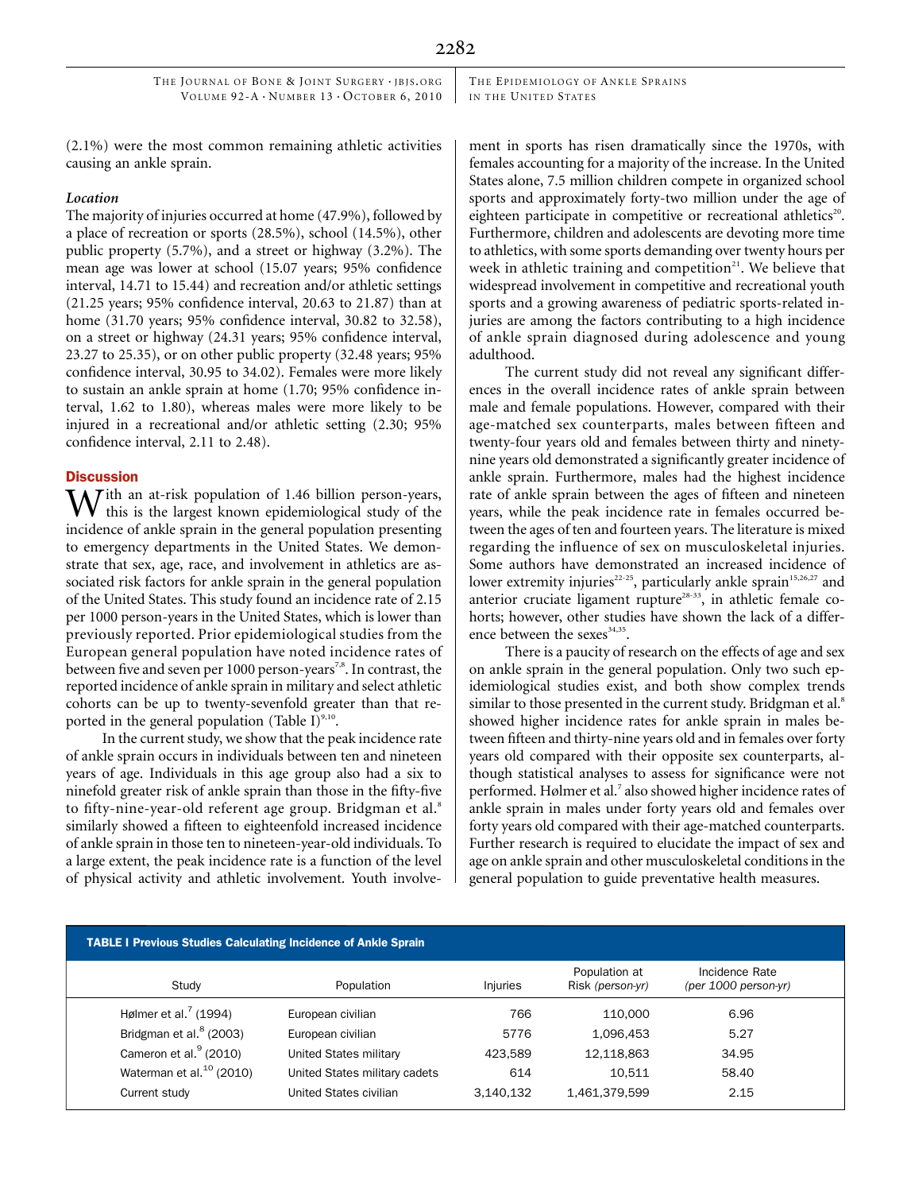(2.1%) were the most common remaining athletic activities causing an ankle sprain.

### *Location*

The majority of injuries occurred at home (47.9%), followed by a place of recreation or sports (28.5%), school (14.5%), other public property (5.7%), and a street or highway (3.2%). The mean age was lower at school (15.07 years; 95% confidence interval, 14.71 to 15.44) and recreation and/or athletic settings (21.25 years; 95% confidence interval, 20.63 to 21.87) than at home (31.70 years; 95% confidence interval, 30.82 to 32.58), on a street or highway (24.31 years; 95% confidence interval, 23.27 to 25.35), or on other public property (32.48 years; 95% confidence interval, 30.95 to 34.02). Females were more likely to sustain an ankle sprain at home (1.70; 95% confidence interval, 1.62 to 1.80), whereas males were more likely to be injured in a recreational and/or athletic setting (2.30; 95% confidence interval, 2.11 to 2.48).

## Discussion

With an at-risk population of 1.46 billion person-years, this is the largest known epidemiological study of the incidence of ankle sprain in the general population presenting to emergency departments in the United States. We demonstrate that sex, age, race, and involvement in athletics are associated risk factors for ankle sprain in the general population of the United States. This study found an incidence rate of 2.15 per 1000 person-years in the United States, which is lower than previously reported. Prior epidemiological studies from the European general population have noted incidence rates of between five and seven per 1000 person-years[7,8]. In contrast, the reported incidence of ankle sprain in military and select athletic cohorts can be up to twenty-sevenfold greater than that reported in the general population (Table I)[9,10].

In the current study, we show that the peak incidence rate of ankle sprain occurs in individuals between ten and nineteen years of age. Individuals in this age group also had a six to ninefold greater risk of ankle sprain than those in the fifty-five to fifty-nine-year-old referent age group. Bridgman et al.[8] similarly showed a fifteen to eighteenfold increased incidence of ankle sprain in those ten to nineteen-year-old individuals. To a large extent, the peak incidence rate is a function of the level of physical activity and athletic involvement. Youth involvement in sports has risen dramatically since the 1970s, with females accounting for a majority of the increase. In the United States alone, 7.5 million children compete in organized school sports and approximately forty-two million under the age of eighteen participate in competitive or recreational athletics[20]. Furthermore, children and adolescents are devoting more hours time to athletics, with some sports demanding over twenty hours per week in athletic training and competition[21]. We believe that widespread involvement in competitive and recreational youth sports and a growing awareness of pediatric sports-related injuries are among the factors contributing to a high incidence of ankle sprain diagnosed during adolescence and young adulthood.

The current study did not reveal any significant differences in the overall incidence rates of ankle sprain between male and female populations. However, compared with their age-matched sex counterparts, males between fifteen and twenty-four years old and females between thirty and ninety-nine years old demonstrated a significantly greater incidence of ankle sprain. Furthermore, males had the highest incidence rate of ankle sprain between the ages of fifteen and nineteen years, while the peak incidence rate in females occurred between the ages of ten and fourteen years. The literature is mixed regarding the influence of sex on musculoskeletal injuries. Some authors have demonstrated an increased incidence of lower extremity injuries[22-25], particularly ankle sprain[15,26,27] and anterior cruciate ligament rupture[28-33], in athletic female cohorts; however, other studies have shown the lack of a difference between the sexes[34,35].

There is a paucity of research on the effects of age and sex on ankle sprain in the general population. Only two such epidemiological studies exist, and both show complex trends similar to those presented in the current study. Bridgman et al.[8] showed higher incidence rates for ankle sprain in males between fifteen and thirty-nine years old and in females over forty years old compared with their opposite sex counterparts, although statistical analyses to assess for significance were not performed. Hølmer et al.[7] also showed higher incidence rates of ankle sprain in males under forty years old and females over forty years old compared with their age-matched counterparts. Further research is required to elucidate the impact of sex and age on ankle sprain and other musculoskeletal conditions in the general population to guide preventative health measures.

**TABLE I Previous Studies Calculating Incidence of Ankle Sprain**

| Study | Population | Injuries | Population at Risk *(person-yr)* | Incidence Rate *(per 1000 person-yr)* |
|---|---|---|---|---|
| Hølmer et al.[7] (1994) | European civilian | 766 | 110,000 | 6.96 |
| Bridgman et al.[8] (2003) | European civilian | 5776 | 1,096,453 | 5.27 |
| Cameron et al.[9] (2010) | United States military | 423,589 | 12,118,863 | 34.95 |
| Waterman et al.[10] (2010) | United States military cadets | 614 | 10,511 | 58.40 |
| Current study | United States civilian | 3,140,132 | 1,461,379,599 | 2.15 |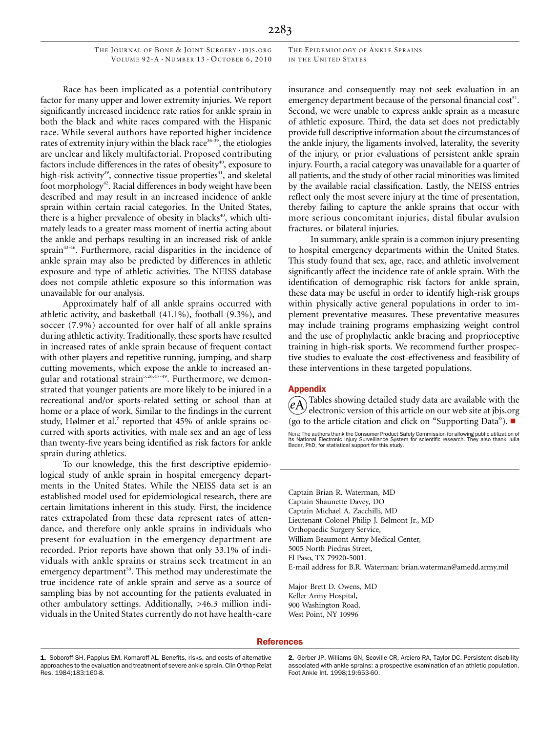Race has been implicated as a potential contributory factor for many upper and lower extremity injuries. We report significantly increased incidence rate ratios for ankle sprain in both the black and white races compared with the Hispanic race. While several authors have reported higher incidence rates of extremity injury within the black race[36-39], the etiologies are unclear and likely multifactorial. Proposed contributing factors include differences in the rates of obesity[40], exposure to high-risk activity[39], connective tissue properties[41], and skeletal foot morphology[42]. Racial differences in body weight have been described and may result in an increased incidence of ankle sprain within certain racial categories. In the United States, there is a higher prevalence of obesity in blacks[40], which ultimately leads to a greater mass moment of inertia acting about the ankle and perhaps resulting in an increased risk of ankle sprain[43-46]. Furthermore, racial disparities in the incidence of ankle sprain may also be predicted by differences in athletic exposure and type of athletic activities. The NEISS database does not compile athletic exposure so this information was unavailable for our analysis.

Approximately half of all ankle sprains occurred with athletic activity, and basketball (41.1%), football (9.3%), and soccer (7.9%) accounted for over half of all ankle sprains during athletic activity. Traditionally, these sports have resulted in increased rates of ankle sprain because of frequent contact with other players and repetitive running, jumping, and sharp cutting movements, which expose the ankle to increased angular and rotational strain[5,26,47-49]. Furthermore, we demonstrated that younger patients are more likely to be injured in a recreational and/or sports-related setting or school than at home or a place of work. Similar to the findings in the current study, Hølmer et al.[7] reported that 45% of ankle sprains occurred with sports activities, with male sex and an age of less than twenty-five years being identified as risk factors for ankle sprain during athletics.

To our knowledge, this the first descriptive epidemiological study of ankle sprain in hospital emergency departments in the United States. While the NEISS data set is an established model used for epidemiological research, there are certain limitations inherent in this study. First, the incidence rates extrapolated from these data represent rates of attendance, and therefore only ankle sprains in individuals who present for evaluation in the emergency department are recorded. Prior reports have shown that only 33.1% of individuals with ankle sprains or strains seek treatment in an emergency department[50]. This method may underestimate the true incidence rate of ankle sprain and serve as a source of sampling bias by not accounting for the patients evaluated in other ambulatory settings. Additionally, >46.3 million individuals in the United States currently do not have health-care insurance and consequently may not seek evaluation in an emergency department because of the personal financial cost[51]. Second, we were unable to express ankle sprain as a measure of athletic exposure. Third, the data set does not predictably provide full descriptive information about the circumstances of the ankle injury, the ligaments involved, laterality, the severity of the injury, or prior evaluations of persistent ankle sprain injury. Fourth, a racial category was unavailable for a quarter of all patients, and the study of other racial minorities was limited by the available racial classification. Lastly, the NEISS entries reflect only the most severe injury at the time of presentation, thereby failing to capture the ankle sprains that occur with more serious concomitant injuries, distal fibular avulsion fractures, or bilateral injuries.

In summary, ankle sprain is a common injury presenting to hospital emergency departments within the United States. This study found that sex, age, race, and athletic involvement significantly affect the incidence rate of ankle sprain. With the identification of demographic risk factors for ankle sprain, these data may be useful in order to identify high-risk groups within physically active general populations in order to implement preventative measures. These preventative measures may include training programs emphasizing weight control and the use of prophylactic ankle bracing and proprioceptive training in high-risk sports. We recommend further prospective studies to evaluate the cost-effectiveness and feasibility of these interventions in these targeted populations.

## Appendix

eA Tables showing detailed study data are available with the electronic version of this article on our web site at jbjs.org (go to the article citation and click on "Supporting Data"). ■

NOTE: The authors thank the Consumer Product Safety Commission for allowing public utilization of its National Electronic Injury Surveillance System for scientific research. They also thank Julia Bader, PhD, for statistical support for this study.

Captain Brian R. Waterman, MD
Captain Shaunette Davey, DO
Captain Michael A. Zacchilli, MD
Lieutenant Colonel Philip J. Belmont Jr., MD
Orthopaedic Surgery Service,
William Beaumont Army Medical Center,
5005 North Piedras Street,
El Paso, TX 79920-5001.
E-mail address for B.R. Waterman: brian.waterman@amedd.army.mil

Major Brett D. Owens, MD
Keller Army Hospital,
900 Washington Road,
West Point, NY 10996

## References

1. Soboroff SH, Pappius EM, Komaroff AL. Benefits, risks, and costs of alternative approaches to the evaluation and treatment of severe ankle sprain. Clin Orthop Relat Res. 1984;183:160-8.

2. Gerber JP, Williams GN, Scoville CR, Arciero RA, Taylor DC. Persistent disability associated with ankle sprains: a prospective examination of an athletic population. Foot Ankle Int. 1998;19:653-60.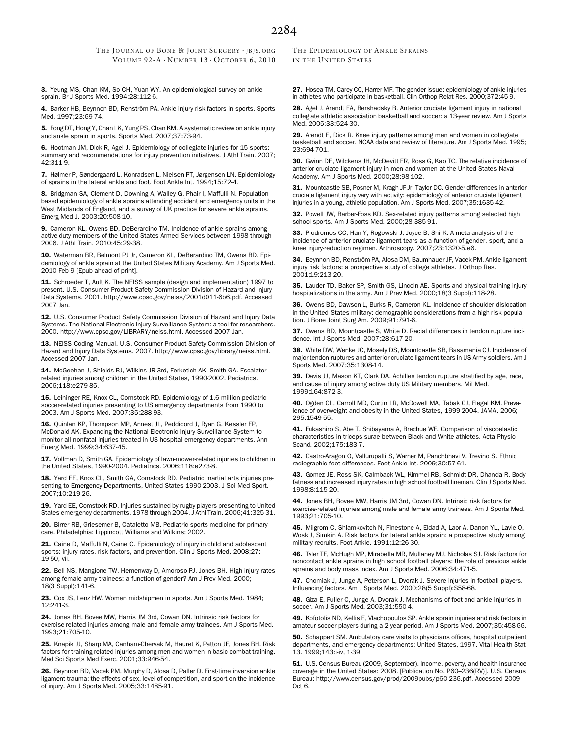3. Yeung MS, Chan KM, So CH, Yuan WY. An epidemiological survey on ankle sprain. Br J Sports Med. 1994;28:112-6.

4. Barker HB, Beynnon BD, Renström PA. Ankle injury risk factors in sports. Sports Med. 1997;23:69-74.

5. Fong DT, Hong Y, Chan LK, Yung PS, Chan KM. A systematic review on ankle injury and ankle sprain in sports. Sports Med. 2007;37:73-94.

6. Hootman JM, Dick R, Agel J. Epidemiology of collegiate injuries for 15 sports: summary and recommendations for injury prevention initiatives. J Athl Train. 2007;42:311-9.

7. Hølmer P, Søndergaard L, Konradsen L, Nielsen PT, Jørgensen LN. Epidemiology of sprains in the lateral ankle and foot. Foot Ankle Int. 1994;15:72-4.

8. Bridgman SA, Clement D, Downing A, Walley G, Phair I, Maffulli N. Population based epidemiology of ankle sprains attending accident and emergency units in the West Midlands of England, and a survey of UK practice for severe ankle sprains. Emerg Med J. 2003;20:508-10.

9. Cameron KL, Owens BD, DeBerardino TM. Incidence of ankle sprains among active-duty members of the United States Armed Services between 1998 through 2006. J Athl Train. 2010;45:29-38.

10. Waterman BR, Belmont PJ Jr, Cameron KL, DeBerardino TM, Owens BD. Epidemiology of ankle sprain at the United States Military Academy. Am J Sports Med. 2010 Feb 9 [Epub ahead of print].

11. Schroeder T, Ault K. The NEISS sample (design and implementation) 1997 to present. U.S. Consumer Product Safety Commission Division of Hazard and Injury Data Systems. 2001. http://www.cpsc.gov/neiss/2001d011-6b6.pdf. Accessed 2007 Jan.

12. U.S. Consumer Product Safety Commission Division of Hazard and Injury Data Systems. The National Electronic Injury Surveillance System: a tool for researchers. 2000. http://www.cpsc.gov/LIBRARY/neiss.html. Accessed 2007 Jan.

13. NEISS Coding Manual. U.S. Consumer Product Safety Commission Division of Hazard and Injury Data Systems. 2007. http://www.cpsc.gov/library/neiss.html. Accessed 2007 Jan.

14. McGeehan J, Shields BJ, Wilkins JR 3rd, Ferketich AK, Smith GA. Escalator-related injuries among children in the United States, 1990-2002. Pediatrics. 2006;118:e279-85.

15. Leininger RE, Knox CL, Comstock RD. Epidemiology of 1.6 million pediatric soccer-related injuries presenting to US emergency departments from 1990 to 2003. Am J Sports Med. 2007;35:288-93.

16. Quinlan KP, Thompson MP, Annest JL, Peddicord J, Ryan G, Kessler EP, McDonald AK. Expanding the National Electronic Injury Surveillance System to monitor all nonfatal injuries treated in US hospital emergency departments. Ann Emerg Med. 1999;34:637-45.

17. Vollman D, Smith GA. Epidemiology of lawn-mower-related injuries to children in the United States, 1990-2004. Pediatrics. 2006;118:e273-8.

18. Yard EE, Knox CL, Smith GA, Comstock RD. Pediatric martial arts injuries presenting to Emergency Departments, United States 1990-2003. J Sci Med Sport. 2007;10:219-26.

19. Yard EE, Comstock RD. Injuries sustained by rugby players presenting to United States emergency departments, 1978 through 2004. J Athl Train. 2006;41:325-31.

20. Birrer RB, Griesemer B, Cataletto MB. Pediatric sports medicine for primary care. Philadelphia: Lippincott Williams and Wilkins; 2002.

21. Caine D, Maffulli N, Caine C. Epidemiology of injury in child and adolescent sports: injury rates, risk factors, and prevention. Clin J Sports Med. 2008;27:19-50, vii.

22. Bell NS, Mangione TW, Hemenway D, Amoroso PJ, Jones BH. High injury rates among female army trainees: a function of gender? Am J Prev Med. 2000;18(3 Suppl):141-6.

23. Cox JS, Lenz HW. Women midshipmen in sports. Am J Sports Med. 1984;12:241-3.

24. Jones BH, Bovee MW, Harris JM 3rd, Cowan DN. Intrinsic risk factors for exercise-related injuries among male and female army trainees. Am J Sports Med. 1993;21:705-10.

25. Knapik JJ, Sharp MA, Canham-Chervak M, Hauret K, Patton JF, Jones BH. Risk factors for training-related injuries among men and women in basic combat training. Med Sci Sports Med Exerc. 2001;33:946-54.

26. Beynnon BD, Vacek PM, Murphy D, Alosa D, Paller D. First-time inversion ankle ligament trauma: the effects of sex, level of competition, and sport on the incidence of injury. Am J Sports Med. 2005;33:1485-91.

27. Hosea TM, Carey CC, Harrer MF. The gender issue: epidemiology of ankle injuries in athletes who participate in basketball. Clin Orthop Relat Res. 2000;372:45-9.

28. Agel J, Arendt EA, Bershadsky B. Anterior cruciate ligament injury in national collegiate athletic association basketball and soccer: a 13-year review. Am J Sports Med. 2005;33:524-30.

29. Arendt E, Dick R. Knee injury patterns among men and women in collegiate basketball and soccer. NCAA data and review of literature. Am J Sports Med. 1995;23:694-701.

30. Gwinn DE, Wilckens JH, McDevitt ER, Ross G, Kao TC. The relative incidence of anterior cruciate ligament injury in men and women at the United States Naval Academy. Am J Sports Med. 2000;28:98-102.

31. Mountcastle SB, Posner M, Kragh JF Jr, Taylor DC. Gender differences in anterior cruciate ligament injury vary with activity: epidemiology of anterior cruciate ligament injuries in a young, athletic population. Am J Sports Med. 2007;35:1635-42.

32. Powell JW, Barber-Foss KD. Sex-related injury patterns among selected high school sports. Am J Sports Med. 2000;28:385-91.

33. Prodromos CC, Han Y, Rogowski J, Joyce B, Shi K. A meta-analysis of the incidence of anterior cruciate ligament tears as a function of gender, sport, and a knee injury-reduction regimen. Arthroscopy. 2007;23:1320-5.e6.

34. Beynnon BD, Renström PA, Alosa DM, Baumhauer JF, Vacek PM. Ankle ligament injury risk factors: a prospective study of college athletes. J Orthop Res. 2001;19:213-20.

35. Lauder TD, Baker SP, Smith GS, Lincoln AE. Sports and physical training injury hospitalizations in the army. Am J Prev Med. 2000;18(3 Suppl):118-28.

36. Owens BD, Dawson L, Burks R, Cameron KL. Incidence of shoulder dislocation in the United States military: demographic considerations from a high-risk population. J Bone Joint Surg Am. 2009;91:791-6.

37. Owens BD, Mountcastle S, White D. Racial differences in tendon rupture incidence. Int J Sports Med. 2007;28:617-20.

38. White DW, Wenke JC, Mosely DS, Mountcastle SB, Basamania CJ. Incidence of major tendon ruptures and anterior cruciate ligament tears in US Army soldiers. Am J Sports Med. 2007;35:1308-14.

39. Davis JJ, Mason KT, Clark DA. Achilles tendon rupture stratified by age, race, and cause of injury among active duty US Military members. Mil Med. 1999;164:872-3.

40. Ogden CL, Carroll MD, Curtin LR, McDowell MA, Tabak CJ, Flegal KM. Prevalence of overweight and obesity in the United States, 1999-2004. JAMA. 2006;295:1549-55.

41. Fukashiro S, Abe T, Shibayama A, Brechue WF. Comparison of viscoelastic characteristics in triceps surae between Black and White athletes. Acta Physiol Scand. 2002;175:183-7.

42. Castro-Aragon O, Vallurupalli S, Warner M, Panchbhavi V, Trevino S. Ethnic radiographic foot differences. Foot Ankle Int. 2009;30:57-61.

43. Gomez JE, Ross SK, Calmback WL, Kimmel RB, Schmidt DR, Dhanda R. Body fatness and increased injury rates in high school football lineman. Clin J Sports Med. 1998;8:115-20.

44. Jones BH, Bovee MW, Harris JM 3rd, Cowan DN. Intrinsic risk factors for exercise-related injuries among male and female army trainees. Am J Sports Med. 1993;21:705-10.

45. Milgrom C, Shlamkovitch N, Finestone A, Eldad A, Laor A, Danon YL, Lavie O, Wosk J, Simkin A. Risk factors for lateral ankle sprain: a prospective study among military recruits. Foot Ankle. 1991;12:26-30.

46. Tyler TF, McHugh MP, Mirabella MR, Mullaney MJ, Nicholas SJ. Risk factors for noncontact ankle sprains in high school football players: the role of previous ankle sprains and body mass index. Am J Sports Med. 2006;34:471-5.

47. Chomiak J, Junge A, Peterson L, Dvorak J. Severe injuries in football players. Influencing factors. Am J Sports Med. 2000;28(5 Suppl):S58-68.

48. Giza E, Fuller C, Junge A, Dvorak J. Mechanisms of foot and ankle injuries in soccer. Am J Sports Med. 2003;31:550-4.

49. Kofotolis ND, Kellis E, Vlachopoulos SP. Ankle sprain injuries and risk factors in amateur soccer players during a 2-year period. Am J Sports Med. 2007;35:458-66.

50. Schappert SM. Ambulatory care visits to physicians offices, hospital outpatient departments, and emergency departments: United States, 1997. Vital Health Stat 13. 1999;143:i-iv, 1-39.

51. U.S. Census Bureau (2009, September). Income, poverty, and health insurance coverage in the United States: 2008. [Publication No. P60–236(RV)]. U.S. Census Bureau: http://www.census.gov/prod/2009pubs/p60-236.pdf. Accessed 2009 Oct 6.